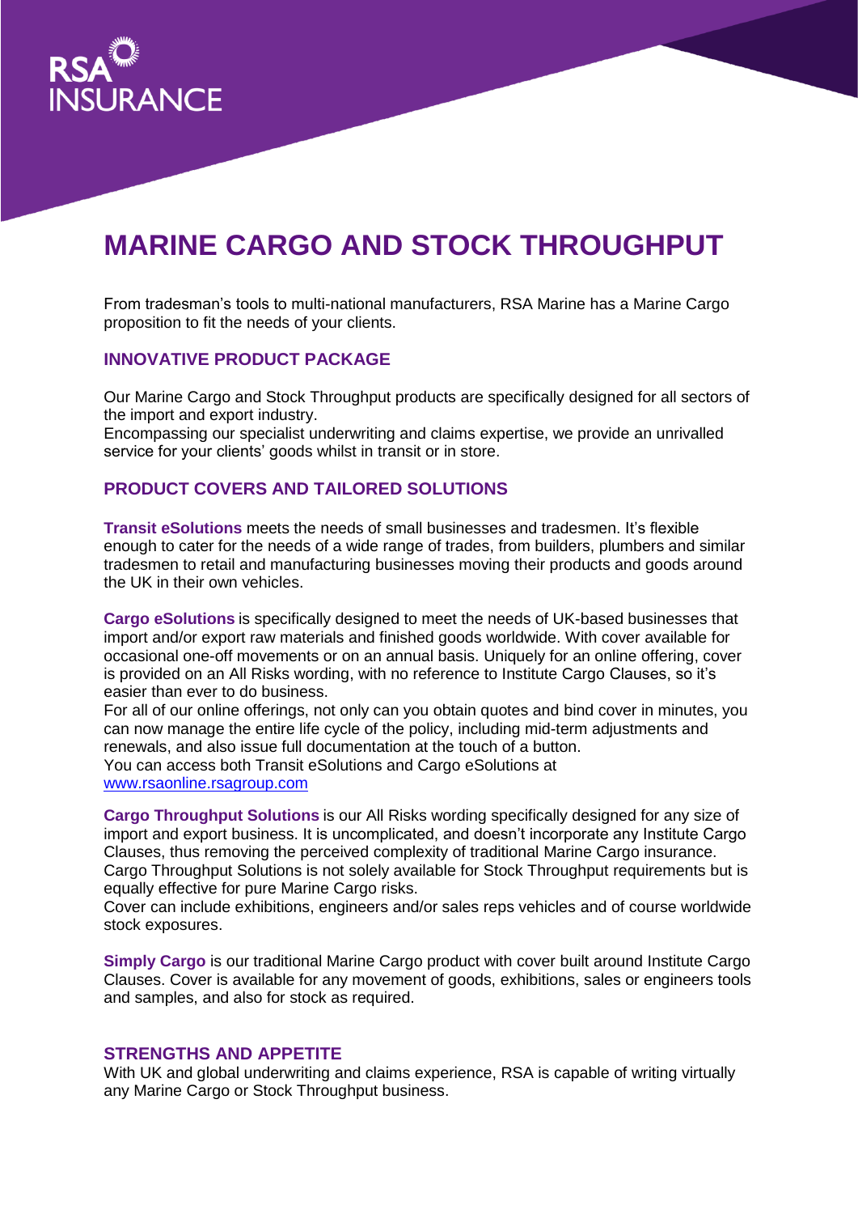# MARINE CARGO AND STOCK THROUGHPUT

From tradesman's tools to multi-national manufacturers, RSA Marine has a Marine Cargo proposition to fit the needs of your clients.

## INNOVATIVE PRODUCT PACKAGE

Our Marine Cargo and Stock Throughput products are specifically designed for all sectors of the import and export industry.
Encompassing our specialist underwriting and claims expertise, we provide an unrivalled service for your clients' goods whilst in transit or in store.

## PRODUCT COVERS AND TAILORED SOLUTIONS

**Transit eSolutions** meets the needs of small businesses and tradesmen. It's flexible enough to cater for the needs of a wide range of trades, from builders, plumbers and similar tradesmen to retail and manufacturing businesses moving their products and goods around the UK in their own vehicles.

**Cargo eSolutions** is specifically designed to meet the needs of UK-based businesses that import and/or export raw materials and finished goods worldwide. With cover available for occasional one-off movements or on an annual basis. Uniquely for an online offering, cover is provided on an All Risks wording, with no reference to Institute Cargo Clauses, so it's easier than ever to do business.
For all of our online offerings, not only can you obtain quotes and bind cover in minutes, you can now manage the entire life cycle of the policy, including mid-term adjustments and renewals, and also issue full documentation at the touch of a button.
You can access both Transit eSolutions and Cargo eSolutions at [www.rsaonline.rsagroup.com](www.rsaonline.rsagroup.com)

**Cargo Throughput Solutions** is our All Risks wording specifically designed for any size of import and export business. It is uncomplicated, and doesn't incorporate any Institute Cargo Clauses, thus removing the perceived complexity of traditional Marine Cargo insurance.
Cargo Throughput Solutions is not solely available for Stock Throughput requirements but is equally effective for pure Marine Cargo risks.
Cover can include exhibitions, engineers and/or sales reps vehicles and of course worldwide stock exposures.

**Simply Cargo** is our traditional Marine Cargo product with cover built around Institute Cargo Clauses. Cover is available for any movement of goods, exhibitions, sales or engineers tools and samples, and also for stock as required.

## STRENGTHS AND APPETITE

With UK and global underwriting and claims experience, RSA is capable of writing virtually any Marine Cargo or Stock Throughput business.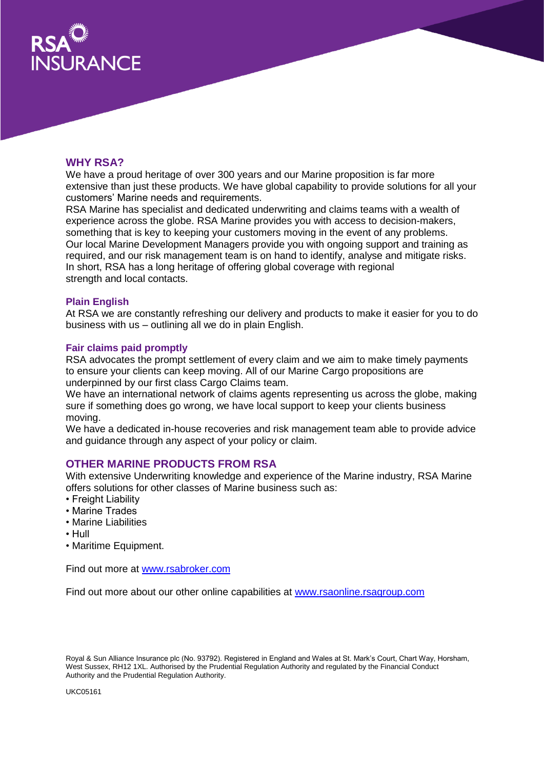RSA INSURANCE

## WHY RSA?

We have a proud heritage of over 300 years and our Marine proposition is far more extensive than just these products. We have global capability to provide solutions for all your customers' Marine needs and requirements.
RSA Marine has specialist and dedicated underwriting and claims teams with a wealth of experience across the globe. RSA Marine provides you with access to decision-makers, something that is key to keeping your customers moving in the event of any problems.
Our local Marine Development Managers provide you with ongoing support and training as required, and our risk management team is on hand to identify, analyse and mitigate risks.
In short, RSA has a long heritage of offering global coverage with regional strength and local contacts.

### Plain English

At RSA we are constantly refreshing our delivery and products to make it easier for you to do business with us – outlining all we do in plain English.

### Fair claims paid promptly

RSA advocates the prompt settlement of every claim and we aim to make timely payments to ensure your clients can keep moving. All of our Marine Cargo propositions are underpinned by our first class Cargo Claims team.
We have an international network of claims agents representing us across the globe, making sure if something does go wrong, we have local support to keep your clients business moving.
We have a dedicated in-house recoveries and risk management team able to provide advice and guidance through any aspect of your policy or claim.

## OTHER MARINE PRODUCTS FROM RSA

With extensive Underwriting knowledge and experience of the Marine industry, RSA Marine offers solutions for other classes of Marine business such as:

- Freight Liability
- Marine Trades
- Marine Liabilities
- Hull
- Maritime Equipment.

Find out more at www.rsabroker.com

Find out more about our other online capabilities at www.rsaonline.rsagroup.com

Royal & Sun Alliance Insurance plc (No. 93792). Registered in England and Wales at St. Mark's Court, Chart Way, Horsham, West Sussex, RH12 1XL. Authorised by the Prudential Regulation Authority and regulated by the Financial Conduct Authority and the Prudential Regulation Authority.

UKC05161